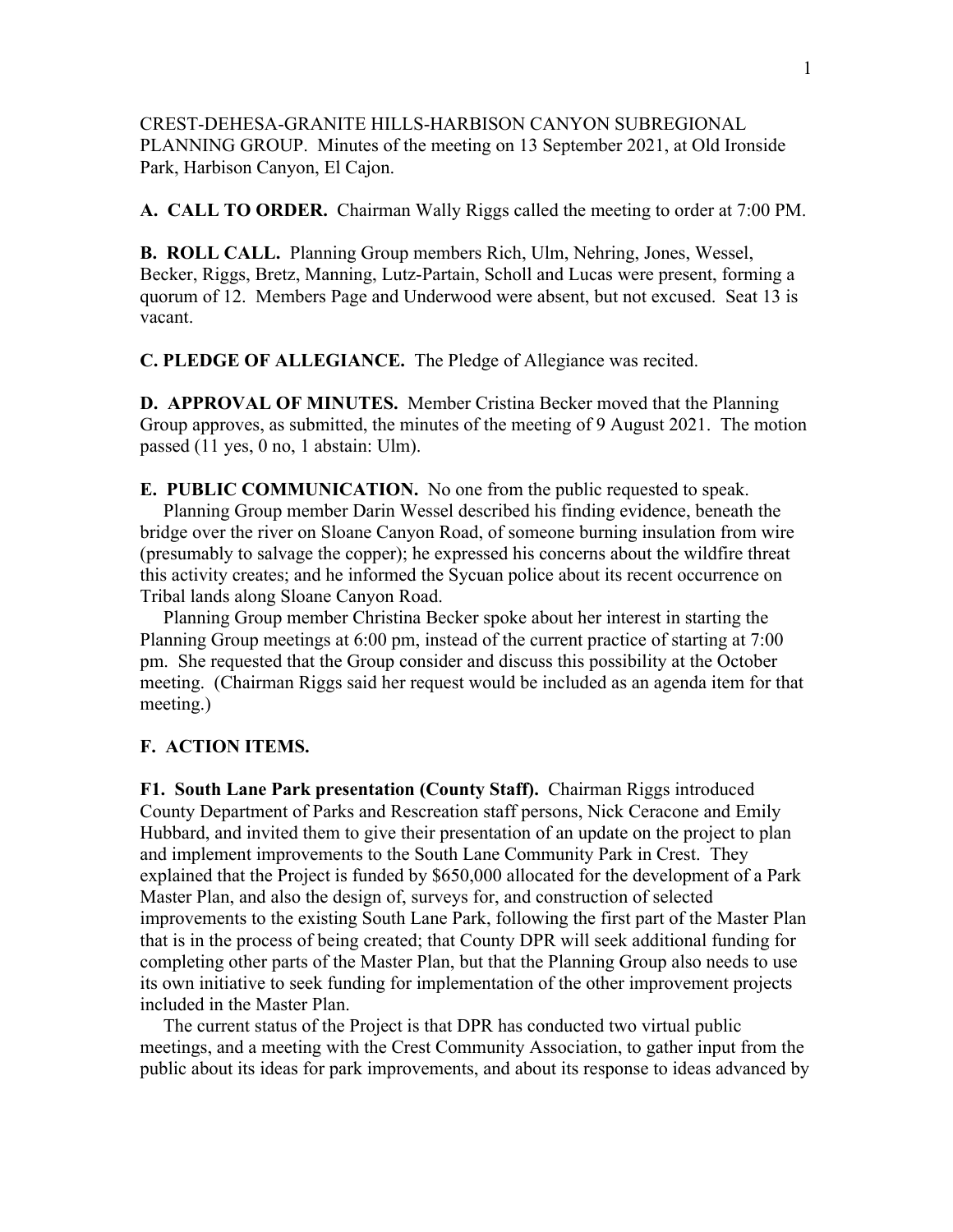CREST-DEHESA-GRANITE HILLS-HARBISON CANYON SUBREGIONAL PLANNING GROUP. Minutes of the meeting on 13 September 2021, at Old Ironside Park, Harbison Canyon, El Cajon.

**A. CALL TO ORDER.** Chairman Wally Riggs called the meeting to order at 7:00 PM.

**B. ROLL CALL.** Planning Group members Rich, Ulm, Nehring, Jones, Wessel, Becker, Riggs, Bretz, Manning, Lutz-Partain, Scholl and Lucas were present, forming a quorum of 12. Members Page and Underwood were absent, but not excused. Seat 13 is vacant.

**C. PLEDGE OF ALLEGIANCE.** The Pledge of Allegiance was recited.

**D. APPROVAL OF MINUTES.** Member Cristina Becker moved that the Planning Group approves, as submitted, the minutes of the meeting of 9 August 2021. The motion passed (11 yes, 0 no, 1 abstain: Ulm).

**E. PUBLIC COMMUNICATION.** No one from the public requested to speak.

Planning Group member Darin Wessel described his finding evidence, beneath the bridge over the river on Sloane Canyon Road, of someone burning insulation from wire (presumably to salvage the copper); he expressed his concerns about the wildfire threat this activity creates; and he informed the Sycuan police about its recent occurrence on Tribal lands along Sloane Canyon Road.

Planning Group member Christina Becker spoke about her interest in starting the Planning Group meetings at 6:00 pm, instead of the current practice of starting at 7:00 pm. She requested that the Group consider and discuss this possibility at the October meeting. (Chairman Riggs said her request would be included as an agenda item for that meeting.)

**F. ACTION ITEMS.**

**F1. South Lane Park presentation (County Staff).** Chairman Riggs introduced County Department of Parks and Rescreation staff persons, Nick Ceracone and Emily Hubbard, and invited them to give their presentation of an update on the project to plan and implement improvements to the South Lane Community Park in Crest. They explained that the Project is funded by $650,000 allocated for the development of a Park Master Plan, and also the design of, surveys for, and construction of selected improvements to the existing South Lane Park, following the first part of the Master Plan that is in the process of being created; that County DPR will seek additional funding for completing other parts of the Master Plan, but that the Planning Group also needs to use its own initiative to seek funding for implementation of the other improvement projects included in the Master Plan.

The current status of the Project is that DPR has conducted two virtual public meetings, and a meeting with the Crest Community Association, to gather input from the public about its ideas for park improvements, and about its response to ideas advanced by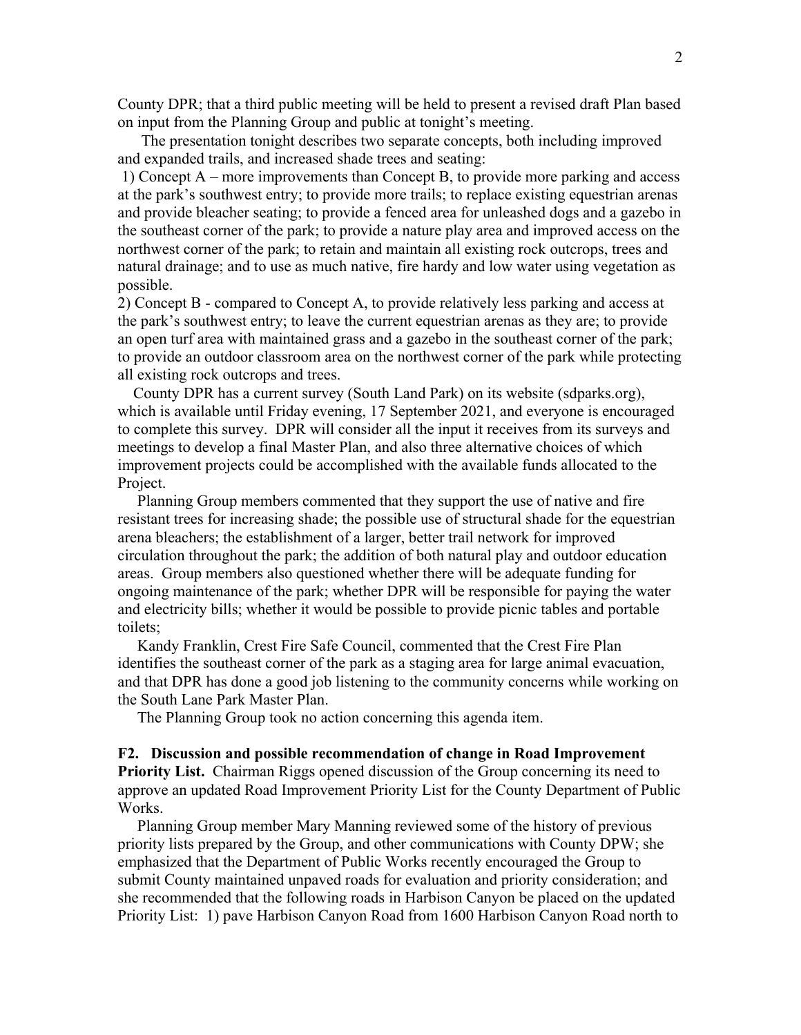County DPR; that a third public meeting will be held to present a revised draft Plan based on input from the Planning Group and public at tonight's meeting.

The presentation tonight describes two separate concepts, both including improved and expanded trails, and increased shade trees and seating:

1) Concept A – more improvements than Concept B, to provide more parking and access at the park's southwest entry; to provide more trails; to replace existing equestrian arenas and provide bleacher seating; to provide a fenced area for unleashed dogs and a gazebo in the southeast corner of the park; to provide a nature play area and improved access on the northwest corner of the park; to retain and maintain all existing rock outcrops, trees and natural drainage; and to use as much native, fire hardy and low water using vegetation as possible.

2) Concept B - compared to Concept A, to provide relatively less parking and access at the park's southwest entry; to leave the current equestrian arenas as they are; to provide an open turf area with maintained grass and a gazebo in the southeast corner of the park; to provide an outdoor classroom area on the northwest corner of the park while protecting all existing rock outcrops and trees.

County DPR has a current survey (South Land Park) on its website (sdparks.org), which is available until Friday evening, 17 September 2021, and everyone is encouraged to complete this survey. DPR will consider all the input it receives from its surveys and meetings to develop a final Master Plan, and also three alternative choices of which improvement projects could be accomplished with the available funds allocated to the Project.

Planning Group members commented that they support the use of native and fire resistant trees for increasing shade; the possible use of structural shade for the equestrian arena bleachers; the establishment of a larger, better trail network for improved circulation throughout the park; the addition of both natural play and outdoor education areas. Group members also questioned whether there will be adequate funding for ongoing maintenance of the park; whether DPR will be responsible for paying the water and electricity bills; whether it would be possible to provide picnic tables and portable toilets;

Kandy Franklin, Crest Fire Safe Council, commented that the Crest Fire Plan identifies the southeast corner of the park as a staging area for large animal evacuation, and that DPR has done a good job listening to the community concerns while working on the South Lane Park Master Plan.

The Planning Group took no action concerning this agenda item.

**F2. Discussion and possible recommendation of change in Road Improvement Priority List.** Chairman Riggs opened discussion of the Group concerning its need to approve an updated Road Improvement Priority List for the County Department of Public Works.

Planning Group member Mary Manning reviewed some of the history of previous priority lists prepared by the Group, and other communications with County DPW; she emphasized that the Department of Public Works recently encouraged the Group to submit County maintained unpaved roads for evaluation and priority consideration; and she recommended that the following roads in Harbison Canyon be placed on the updated Priority List: 1) pave Harbison Canyon Road from 1600 Harbison Canyon Road north to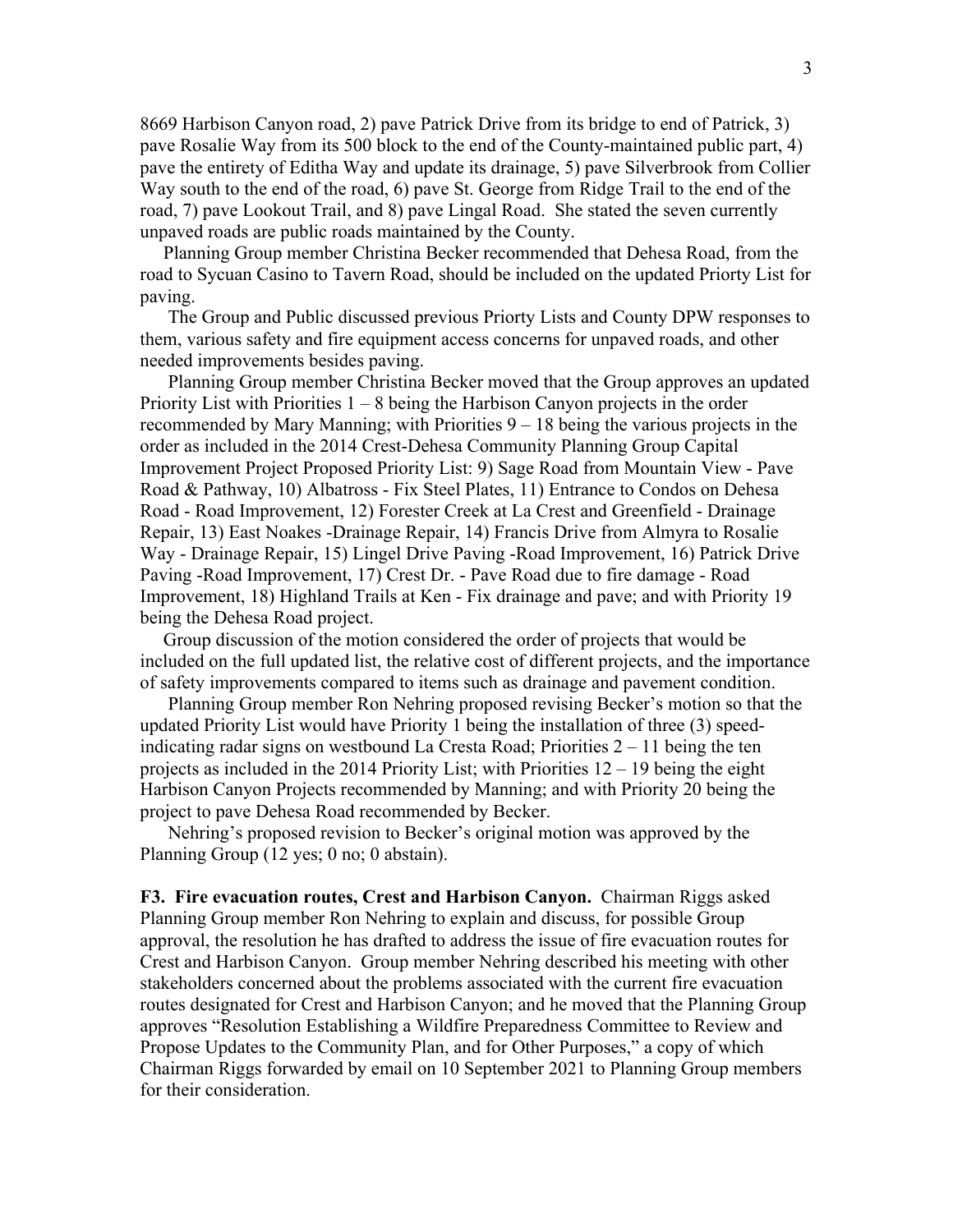8669 Harbison Canyon road, 2) pave Patrick Drive from its bridge to end of Patrick, 3) pave Rosalie Way from its 500 block to the end of the County-maintained public part, 4) pave the entirety of Editha Way and update its drainage, 5) pave Silverbrook from Collier Way south to the end of the road, 6) pave St. George from Ridge Trail to the end of the road, 7) pave Lookout Trail, and 8) pave Lingal Road. She stated the seven currently unpaved roads are public roads maintained by the County.

Planning Group member Christina Becker recommended that Dehesa Road, from the road to Sycuan Casino to Tavern Road, should be included on the updated Priorty List for paving.

The Group and Public discussed previous Priorty Lists and County DPW responses to them, various safety and fire equipment access concerns for unpaved roads, and other needed improvements besides paving.

Planning Group member Christina Becker moved that the Group approves an updated Priority List with Priorities 1 – 8 being the Harbison Canyon projects in the order recommended by Mary Manning; with Priorities 9 – 18 being the various projects in the order as included in the 2014 Crest-Dehesa Community Planning Group Capital Improvement Project Proposed Priority List: 9) Sage Road from Mountain View - Pave Road & Pathway, 10) Albatross - Fix Steel Plates, 11) Entrance to Condos on Dehesa Road - Road Improvement, 12) Forester Creek at La Crest and Greenfield - Drainage Repair, 13) East Noakes -Drainage Repair, 14) Francis Drive from Almyra to Rosalie Way - Drainage Repair, 15) Lingel Drive Paving -Road Improvement, 16) Patrick Drive Paving -Road Improvement, 17) Crest Dr. - Pave Road due to fire damage - Road Improvement, 18) Highland Trails at Ken - Fix drainage and pave; and with Priority 19 being the Dehesa Road project.

Group discussion of the motion considered the order of projects that would be included on the full updated list, the relative cost of different projects, and the importance of safety improvements compared to items such as drainage and pavement condition.

Planning Group member Ron Nehring proposed revising Becker's motion so that the updated Priority List would have Priority 1 being the installation of three (3) speed-indicating radar signs on westbound La Cresta Road; Priorities 2 – 11 being the ten projects as included in the 2014 Priority List; with Priorities 12 – 19 being the eight Harbison Canyon Projects recommended by Manning; and with Priority 20 being the project to pave Dehesa Road recommended by Becker.

Nehring's proposed revision to Becker's original motion was approved by the Planning Group (12 yes; 0 no; 0 abstain).

**F3. Fire evacuation routes, Crest and Harbison Canyon.** Chairman Riggs asked Planning Group member Ron Nehring to explain and discuss, for possible Group approval, the resolution he has drafted to address the issue of fire evacuation routes for Crest and Harbison Canyon. Group member Nehring described his meeting with other stakeholders concerned about the problems associated with the current fire evacuation routes designated for Crest and Harbison Canyon; and he moved that the Planning Group approves "Resolution Establishing a Wildfire Preparedness Committee to Review and Propose Updates to the Community Plan, and for Other Purposes," a copy of which Chairman Riggs forwarded by email on 10 September 2021 to Planning Group members for their consideration.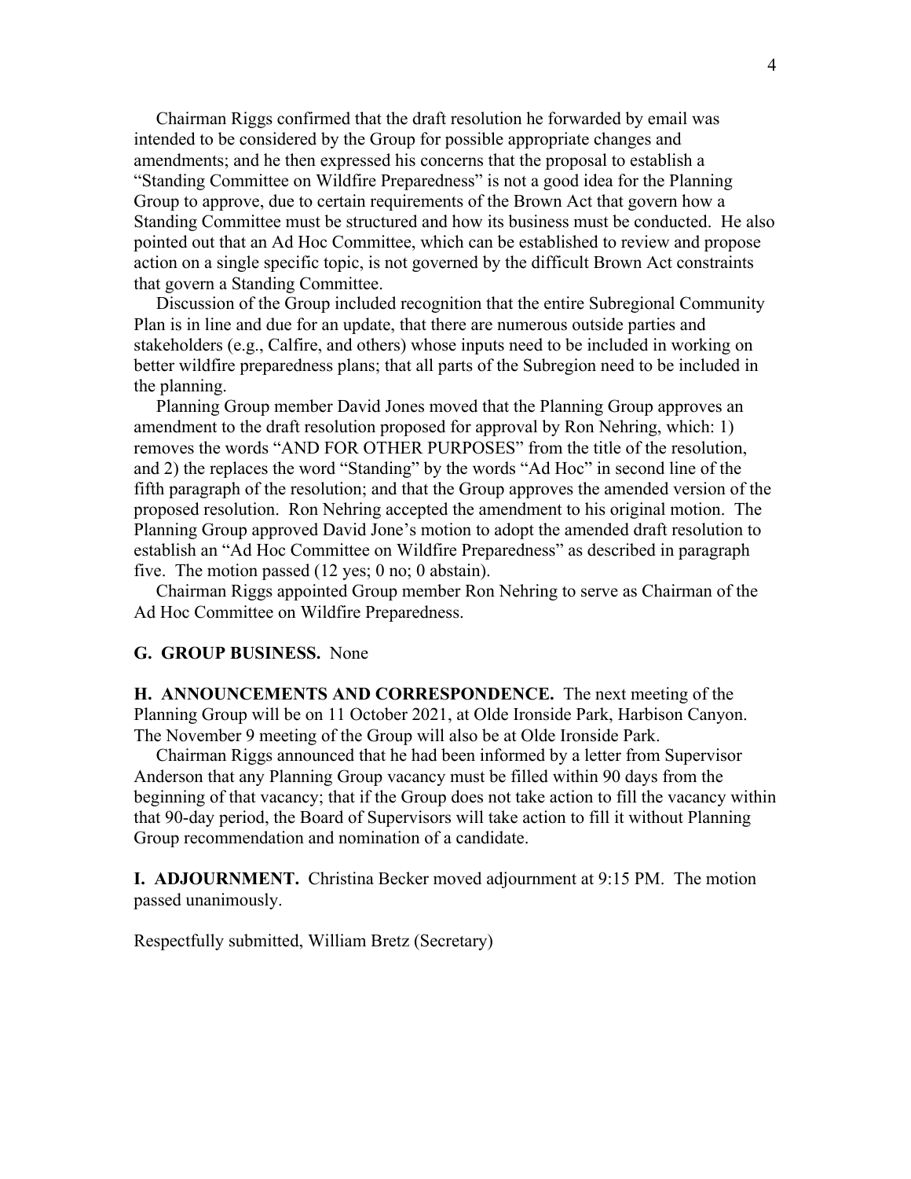Chairman Riggs confirmed that the draft resolution he forwarded by email was intended to be considered by the Group for possible appropriate changes and amendments; and he then expressed his concerns that the proposal to establish a "Standing Committee on Wildfire Preparedness" is not a good idea for the Planning Group to approve, due to certain requirements of the Brown Act that govern how a Standing Committee must be structured and how its business must be conducted. He also pointed out that an Ad Hoc Committee, which can be established to review and propose action on a single specific topic, is not governed by the difficult Brown Act constraints that govern a Standing Committee.

Discussion of the Group included recognition that the entire Subregional Community Plan is in line and due for an update, that there are numerous outside parties and stakeholders (e.g., Calfire, and others) whose inputs need to be included in working on better wildfire preparedness plans; that all parts of the Subregion need to be included in the planning.

Planning Group member David Jones moved that the Planning Group approves an amendment to the draft resolution proposed for approval by Ron Nehring, which: 1) removes the words "AND FOR OTHER PURPOSES" from the title of the resolution, and 2) the replaces the word "Standing" by the words "Ad Hoc" in second line of the fifth paragraph of the resolution; and that the Group approves the amended version of the proposed resolution. Ron Nehring accepted the amendment to his original motion. The Planning Group approved David Jone's motion to adopt the amended draft resolution to establish an "Ad Hoc Committee on Wildfire Preparedness" as described in paragraph five. The motion passed (12 yes; 0 no; 0 abstain).

Chairman Riggs appointed Group member Ron Nehring to serve as Chairman of the Ad Hoc Committee on Wildfire Preparedness.

**G. GROUP BUSINESS.** None

**H. ANNOUNCEMENTS AND CORRESPONDENCE.** The next meeting of the Planning Group will be on 11 October 2021, at Olde Ironside Park, Harbison Canyon. The November 9 meeting of the Group will also be at Olde Ironside Park.

Chairman Riggs announced that he had been informed by a letter from Supervisor Anderson that any Planning Group vacancy must be filled within 90 days from the beginning of that vacancy; that if the Group does not take action to fill the vacancy within that 90-day period, the Board of Supervisors will take action to fill it without Planning Group recommendation and nomination of a candidate.

**I. ADJOURNMENT.** Christina Becker moved adjournment at 9:15 PM. The motion passed unanimously.

Respectfully submitted, William Bretz (Secretary)